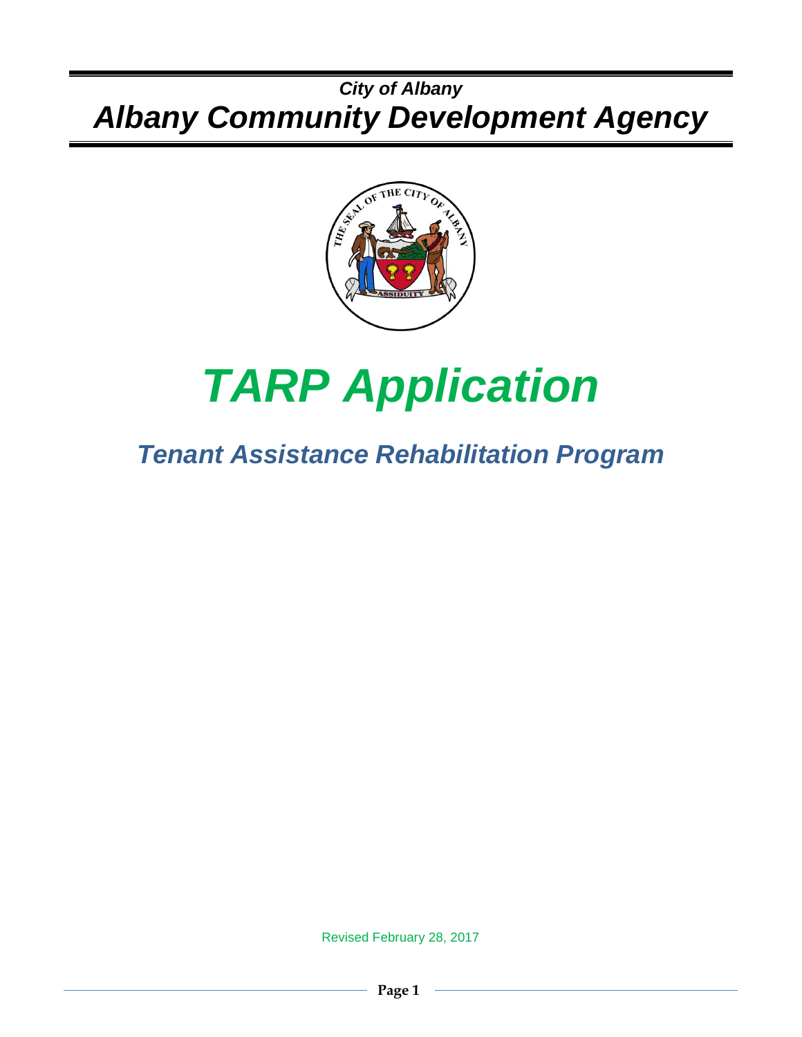*City of Albany*

# *Albany Community Development Agency*

# *TARP Application*

## *Tenant Assistance Rehabilitation Program*

Revised February 28, 2017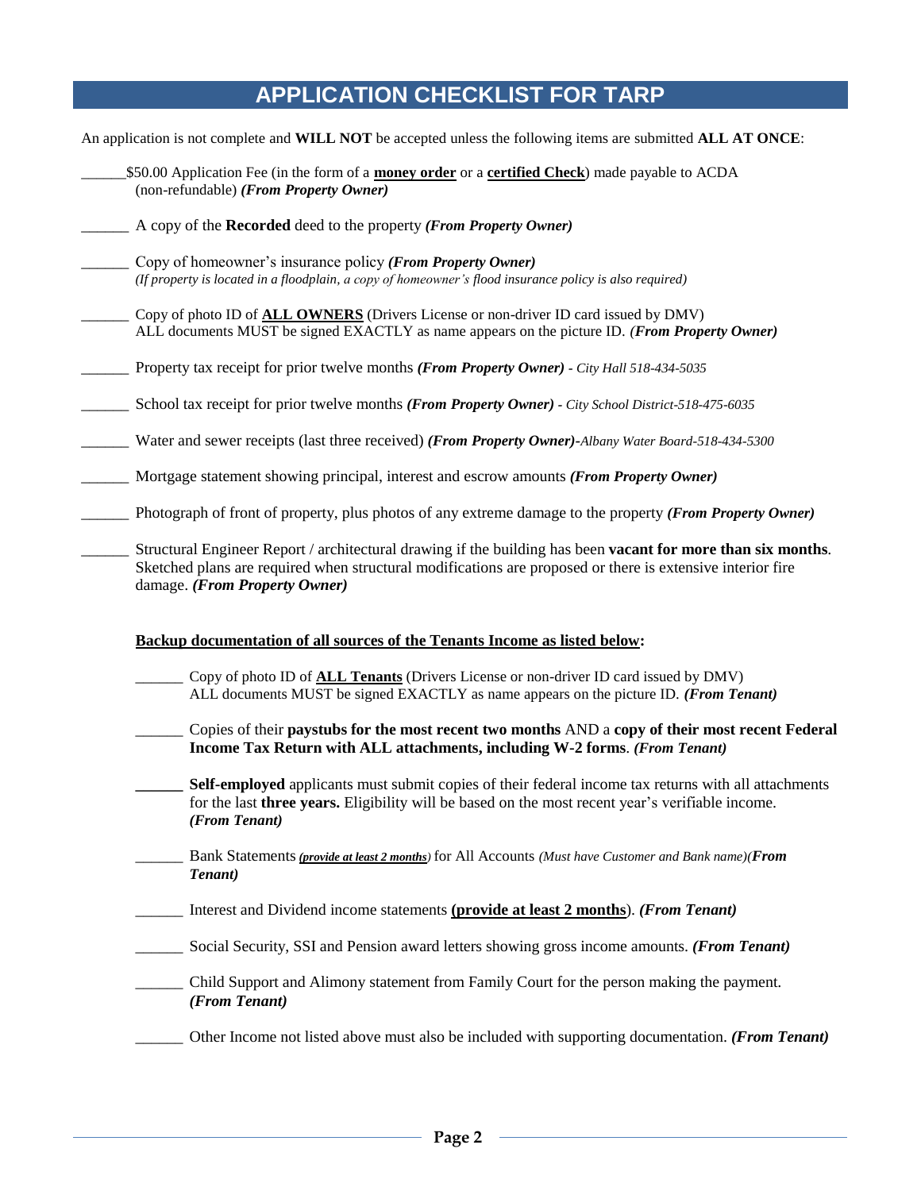## APPLICATION CHECKLIST FOR TARP

An application is not complete and **WILL NOT** be accepted unless the following items are submitted **ALL AT ONCE**:

______$50.00 Application Fee (in the form of a **money order** or a **certified Check**) made payable to ACDA (non-refundable) ***(From Property Owner)***

______ A copy of the **Recorded** deed to the property ***(From Property Owner)***

______ Copy of homeowner's insurance policy ***(From Property Owner)***
*(If property is located in a floodplain, a copy of homeowner's flood insurance policy is also required)*

______ Copy of photo ID of **ALL OWNERS** (Drivers License or non-driver ID card issued by DMV) ALL documents MUST be signed EXACTLY as name appears on the picture ID. ***(From Property Owner)***

______ Property tax receipt for prior twelve months ***(From Property Owner)*** *- City Hall 518-434-5035*

______ School tax receipt for prior twelve months ***(From Property Owner)*** *- City School District-518-475-6035*

______ Water and sewer receipts (last three received) ***(From Property Owner)****-Albany Water Board-518-434-5300*

______ Mortgage statement showing principal, interest and escrow amounts ***(From Property Owner)***

______ Photograph of front of property, plus photos of any extreme damage to the property ***(From Property Owner)***

______ Structural Engineer Report / architectural drawing if the building has been **vacant for more than six months**. Sketched plans are required when structural modifications are proposed or there is extensive interior fire damage. ***(From Property Owner)***

**Backup documentation of all sources of the Tenants Income as listed below:**

- ______ Copy of photo ID of **ALL Tenants** (Drivers License or non-driver ID card issued by DMV) ALL documents MUST be signed EXACTLY as name appears on the picture ID. ***(From Tenant)***

- ______ Copies of their **paystubs for the most recent two months** AND a **copy of their most recent Federal Income Tax Return with ALL attachments, including W-2 forms**. ***(From Tenant)***

- ______ **Self-employed** applicants must submit copies of their federal income tax returns with all attachments for the last **three years.** Eligibility will be based on the most recent year's verifiable income. ***(From Tenant)***

- ______ Bank Statements *(provide at least 2 months)* for All Accounts *(Must have Customer and Bank name)****(From Tenant)***

- ______ Interest and Dividend income statements **(provide at least 2 months)**. ***(From Tenant)***

- ______ Social Security, SSI and Pension award letters showing gross income amounts. ***(From Tenant)***

- ______ Child Support and Alimony statement from Family Court for the person making the payment. ***(From Tenant)***

- ______ Other Income not listed above must also be included with supporting documentation. ***(From Tenant)***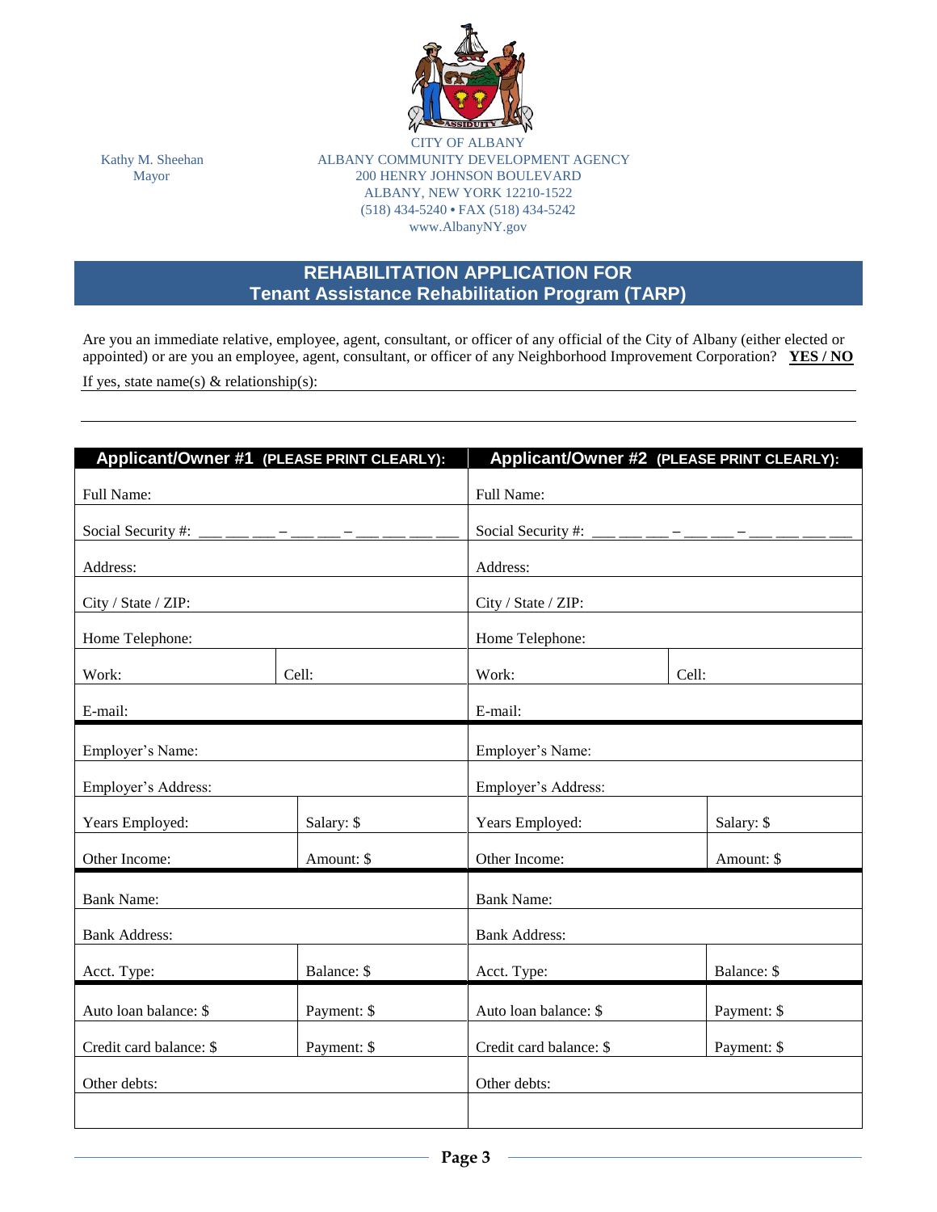Kathy M. Sheehan
Mayor

CITY OF ALBANY
ALBANY COMMUNITY DEVELOPMENT AGENCY
200 HENRY JOHNSON BOULEVARD
ALBANY, NEW YORK 12210-1522
(518) 434-5240 • FAX (518) 434-5242
www.AlbanyNY.gov

## REHABILITATION APPLICATION FOR Tenant Assistance Rehabilitation Program (TARP)

Are you an immediate relative, employee, agent, consultant, or officer of any official of the City of Albany (either elected or appointed) or are you an employee, agent, consultant, or officer of any Neighborhood Improvement Corporation? **YES / NO**

If yes, state name(s) & relationship(s): ______________________________________________

______________________________________________

| **Applicant/Owner #1 (PLEASE PRINT CLEARLY):** | | **Applicant/Owner #2 (PLEASE PRINT CLEARLY):** | |
|---|---|---|---|
| Full Name: | | Full Name: | |
| Social Security #: ___ ___ ___ – ___ ___ – ___ ___ ___ ___ | | Social Security #: ___ ___ ___ – ___ ___ – ___ ___ ___ ___ | |
| Address: | | Address: | |
| City / State / ZIP: | | City / State / ZIP: | |
| Home Telephone: | | Home Telephone: | |
| Work: | Cell: | Work: | Cell: |
| E-mail: | | E-mail: | |
| Employer's Name: | | Employer's Name: | |
| Employer's Address: | | Employer's Address: | |
| Years Employed: | Salary: $ | Years Employed: | Salary: $ |
| Other Income: | Amount: $ | Other Income: | Amount: $ |
| Bank Name: | | Bank Name: | |
| Bank Address: | | Bank Address: | |
| Acct. Type: | Balance: $ | Acct. Type: | Balance: $ |
| Auto loan balance: $ | Payment: $ | Auto loan balance: $ | Payment: $ |
| Credit card balance: $ | Payment: $ | Credit card balance: $ | Payment: $ |
| Other debts: | | Other debts: | |
| | | | |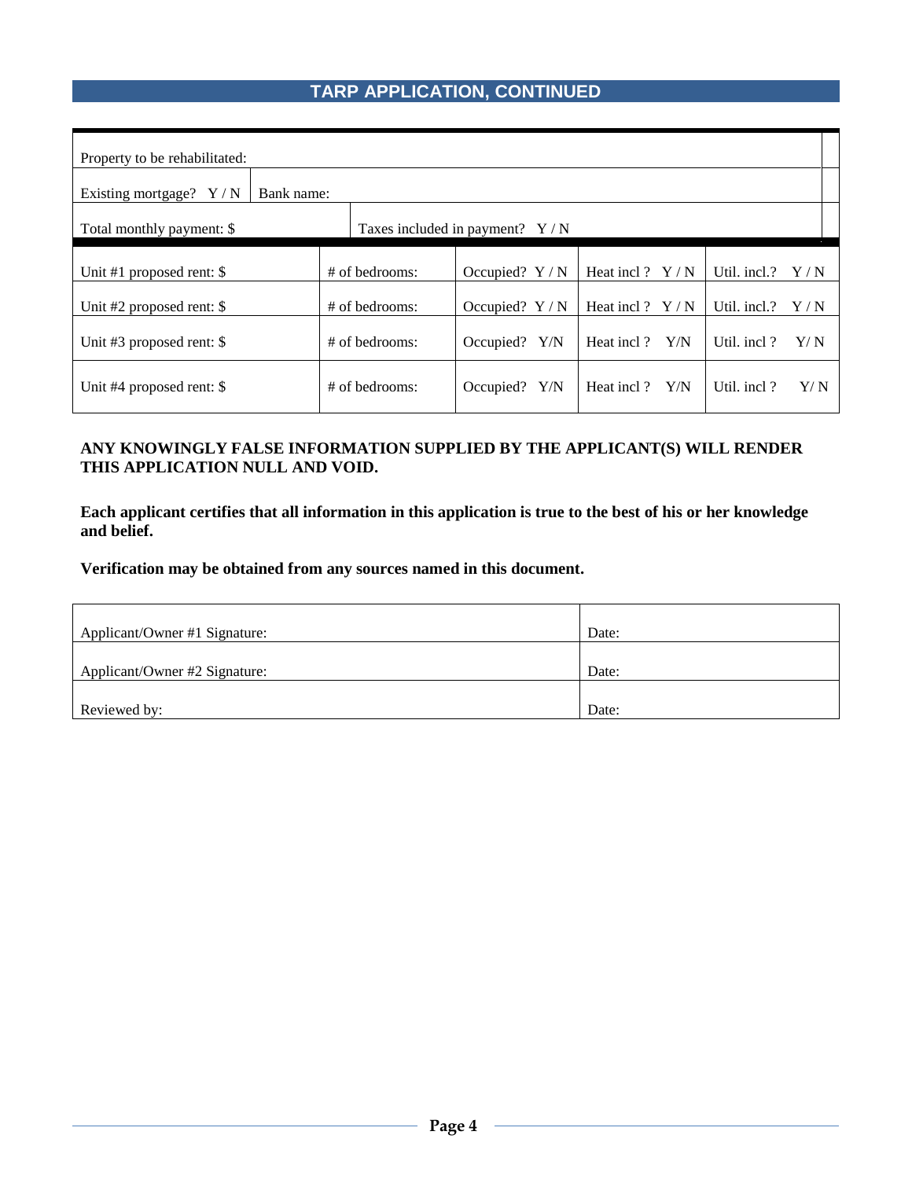## TARP APPLICATION, CONTINUED

| Property to be rehabilitated: | | |
|---|---|---|
| Existing mortgage? Y / N | Bank name: | |
| Total monthly payment: $ | | Taxes included in payment? Y / N |

| Unit #1 proposed rent: $ | # of bedrooms: | Occupied? Y / N | Heat incl ? Y / N | Util. incl.? Y / N |
|---|---|---|---|---|
| Unit #2 proposed rent: $ | # of bedrooms: | Occupied? Y / N | Heat incl ? Y / N | Util. incl.? Y / N |
| Unit #3 proposed rent: $ | # of bedrooms: | Occupied? Y/N | Heat incl ? Y/N | Util. incl ? Y/ N |
| Unit #4 proposed rent: $ | # of bedrooms: | Occupied? Y/N | Heat incl ? Y/N | Util. incl ? Y/ N |

**ANY KNOWINGLY FALSE INFORMATION SUPPLIED BY THE APPLICANT(S) WILL RENDER THIS APPLICATION NULL AND VOID.**

**Each applicant certifies that all information in this application is true to the best of his or her knowledge and belief.**

**Verification may be obtained from any sources named in this document.**

| Applicant/Owner #1 Signature: | Date: |
|---|---|
| Applicant/Owner #2 Signature: | Date: |
| Reviewed by: | Date: |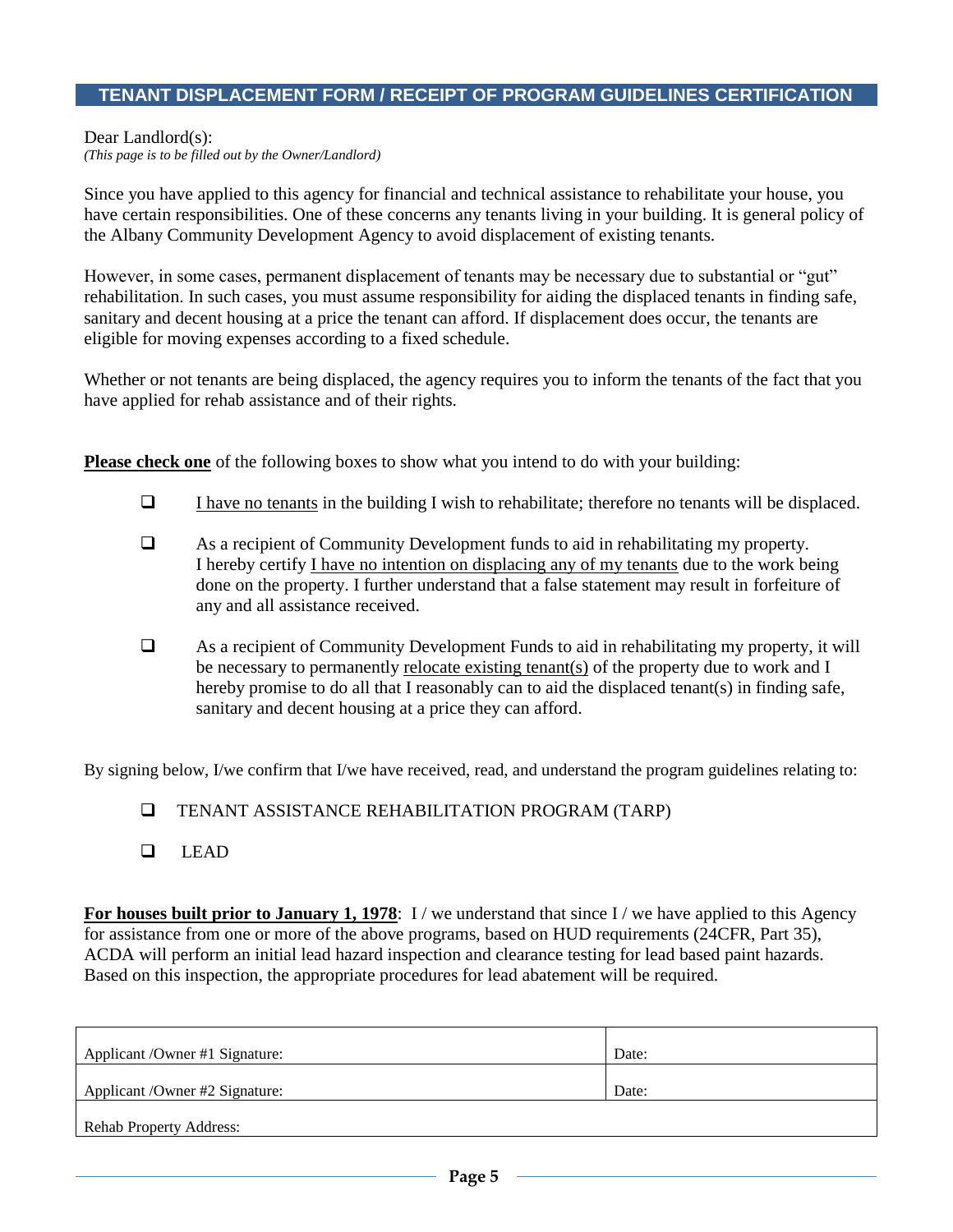## TENANT DISPLACEMENT FORM / RECEIPT OF PROGRAM GUIDELINES CERTIFICATION

Dear Landlord(s):
*(This page is to be filled out by the Owner/Landlord)*

Since you have applied to this agency for financial and technical assistance to rehabilitate your house, you have certain responsibilities. One of these concerns any tenants living in your building. It is general policy of the Albany Community Development Agency to avoid displacement of existing tenants.

However, in some cases, permanent displacement of tenants may be necessary due to substantial or "gut" rehabilitation. In such cases, you must assume responsibility for aiding the displaced tenants in finding safe, sanitary and decent housing at a price the tenant can afford. If displacement does occur, the tenants are eligible for moving expenses according to a fixed schedule.

Whether or not tenants are being displaced, the agency requires you to inform the tenants of the fact that you have applied for rehab assistance and of their rights.

**Please check one** of the following boxes to show what you intend to do with your building:

- ☐ I have no tenants in the building I wish to rehabilitate; therefore no tenants will be displaced.
- ☐ As a recipient of Community Development funds to aid in rehabilitating my property. I hereby certify I have no intention on displacing any of my tenants due to the work being done on the property. I further understand that a false statement may result in forfeiture of any and all assistance received.
- ☐ As a recipient of Community Development Funds to aid in rehabilitating my property, it will be necessary to permanently relocate existing tenant(s) of the property due to work and I hereby promise to do all that I reasonably can to aid the displaced tenant(s) in finding safe, sanitary and decent housing at a price they can afford.

By signing below, I/we confirm that I/we have received, read, and understand the program guidelines relating to:

- ☐ TENANT ASSISTANCE REHABILITATION PROGRAM (TARP)
- ☐ LEAD

**For houses built prior to January 1, 1978**: I / we understand that since I / we have applied to this Agency for assistance from one or more of the above programs, based on HUD requirements (24CFR, Part 35), ACDA will perform an initial lead hazard inspection and clearance testing for lead based paint hazards. Based on this inspection, the appropriate procedures for lead abatement will be required.

| Applicant /Owner #1 Signature: | Date: |
| --- | --- |
| Applicant /Owner #2 Signature: | Date: |
| Rehab Property Address: | |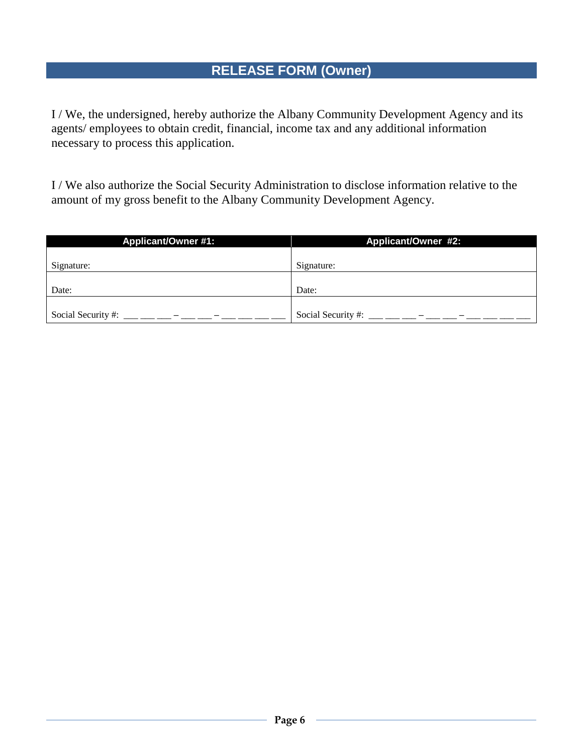# RELEASE FORM (Owner)

I / We, the undersigned, hereby authorize the Albany Community Development Agency and its agents/ employees to obtain credit, financial, income tax and any additional information necessary to process this application.

I / We also authorize the Social Security Administration to disclose information relative to the amount of my gross benefit to the Albany Community Development Agency.

| Applicant/Owner #1: | Applicant/Owner #2: |
|---|---|
| Signature: | Signature: |
| Date: | Date: |
| Social Security #: ___ ___ ___ – ___ ___ – ___ ___ ___ ___ | Social Security #: ___ ___ ___ – ___ ___ – ___ ___ ___ ___ |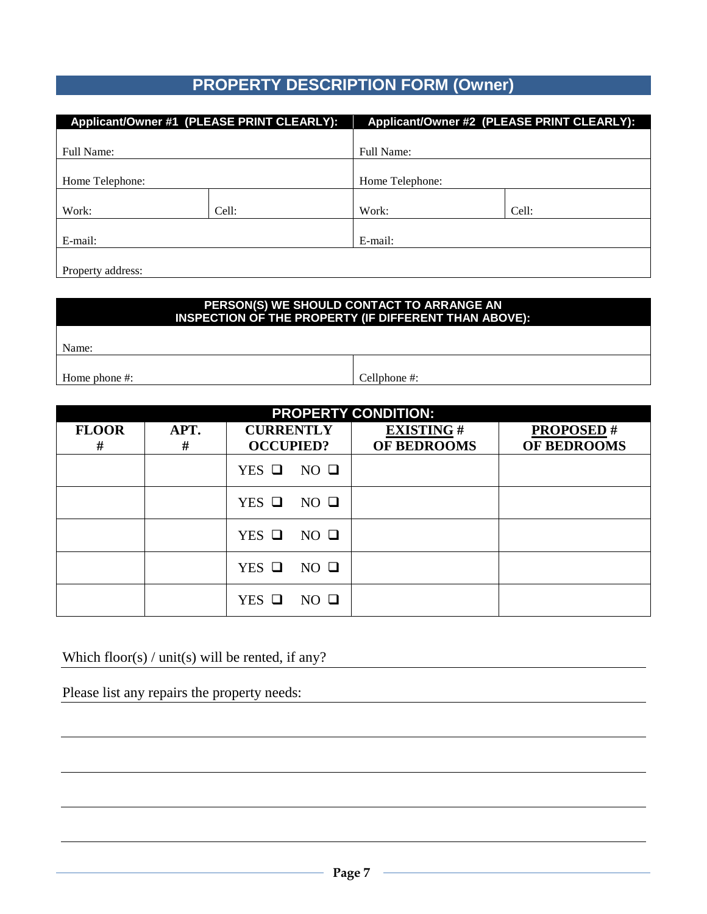# PROPERTY DESCRIPTION FORM (Owner)

| Applicant/Owner #1 (PLEASE PRINT CLEARLY): | | Applicant/Owner #2 (PLEASE PRINT CLEARLY): | |
|---|---|---|---|
| Full Name: | | Full Name: | |
| Home Telephone: | | Home Telephone: | |
| Work: | Cell: | Work: | Cell: |
| E-mail: | | E-mail: | |
| Property address: | | | |

| PERSON(S) WE SHOULD CONTACT TO ARRANGE AN INSPECTION OF THE PROPERTY (IF DIFFERENT THAN ABOVE): | |
|---|---|
| Name: | |
| Home phone #: | Cellphone #: |

**PROPERTY CONDITION:**

| FLOOR # | APT. # | CURRENTLY OCCUPIED? | EXISTING # OF BEDROOMS | PROPOSED # OF BEDROOMS |
|---|---|---|---|---|
| | | YES ❑ NO ❑ | | |
| | | YES ❑ NO ❑ | | |
| | | YES ❑ NO ❑ | | |
| | | YES ❑ NO ❑ | | |
| | | YES ❑ NO ❑ | | |

Which floor(s) / unit(s) will be rented, if any? ____________________

Please list any repairs the property needs: ____________________

____________________

____________________

____________________

____________________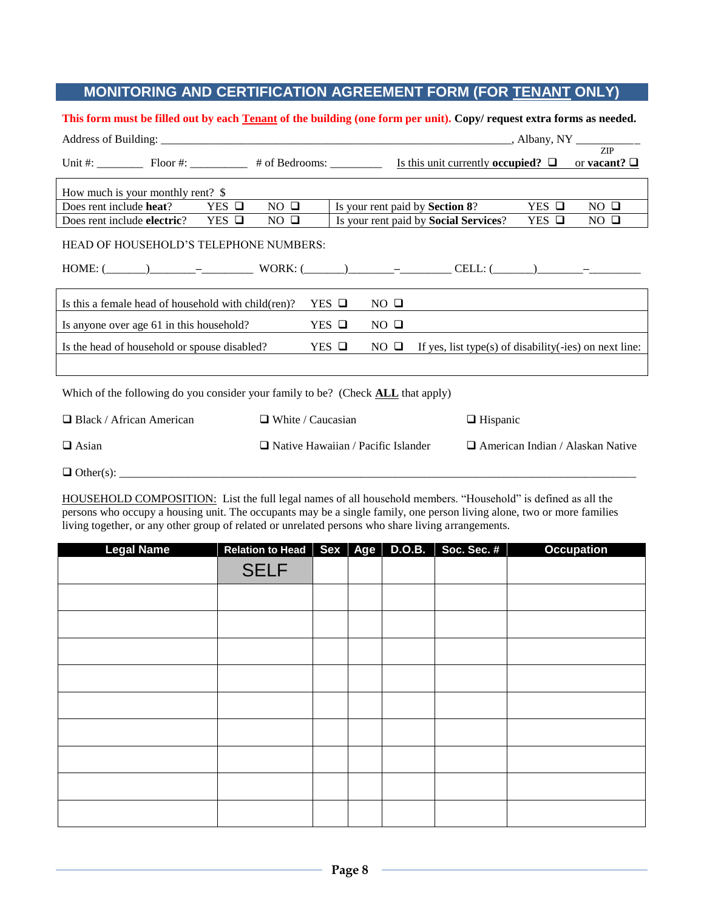## MONITORING AND CERTIFICATION AGREEMENT FORM (FOR TENANT ONLY)

**This form must be filled out by each Tenant of the building (one form per unit). Copy/ request extra forms as needed.**

Address of Building: ________________________________________________________________, Albany, NY ___________ ZIP

Unit #: ________ Floor #: __________ # of Bedrooms: _________ Is this unit currently **occupied?** ❑ or **vacant?** ❑

| How much is your monthly rent? $ | | | | | |
|---|---|---|---|---|---|
| Does rent include **heat**? | YES ❑ | NO ❑ | Is your rent paid by **Section 8**? | YES ❑ | NO ❑ |
| Does rent include **electric**? | YES ❑ | NO ❑ | Is your rent paid by **Social Services**? | YES ❑ | NO ❑ |

HEAD OF HOUSEHOLD'S TELEPHONE NUMBERS:

HOME: (_______)________–_________ WORK: (_______)________–_________ CELL: (_______)________–_________

| Is this a female head of household with child(ren)? | YES ❑ | NO ❑ | |
|---|---|---|---|
| Is anyone over age 61 in this household? | YES ❑ | NO ❑ | |
| Is the head of household or spouse disabled? | YES ❑ | NO ❑ | If yes, list type(s) of disability(-ies) on next line: |
| | | | |

Which of the following do you consider your family to be? (Check **ALL** that apply)

❑ Black / African American ❑ White / Caucasian ❑ Hispanic

❑ Asian ❑ Native Hawaiian / Pacific Islander ❑ American Indian / Alaskan Native

❑ Other(s): ________________________________________________________________________________________

HOUSEHOLD COMPOSITION: List the full legal names of all household members. "Household" is defined as all the persons who occupy a housing unit. The occupants may be a single family, one person living alone, two or more families living together, or any other group of related or unrelated persons who share living arrangements.

| Legal Name | Relation to Head | Sex | Age | D.O.B. | Soc. Sec. # | Occupation |
|---|---|---|---|---|---|---|
| | SELF | | | | | |
| | | | | | | |
| | | | | | | |
| | | | | | | |
| | | | | | | |
| | | | | | | |
| | | | | | | |
| | | | | | | |
| | | | | | | |
| | | | | | | |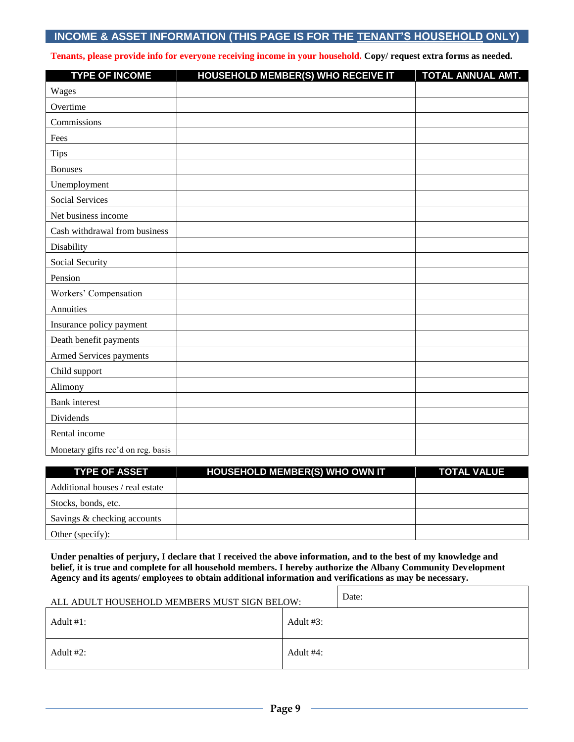## INCOME & ASSET INFORMATION (THIS PAGE IS FOR THE TENANT'S HOUSEHOLD ONLY)

**Tenants, please provide info for everyone receiving income in your household. Copy/ request extra forms as needed.**

| TYPE OF INCOME | HOUSEHOLD MEMBER(S) WHO RECEIVE IT | TOTAL ANNUAL AMT. |
|---|---|---|
| Wages | | |
| Overtime | | |
| Commissions | | |
| Fees | | |
| Tips | | |
| Bonuses | | |
| Unemployment | | |
| Social Services | | |
| Net business income | | |
| Cash withdrawal from business | | |
| Disability | | |
| Social Security | | |
| Pension | | |
| Workers' Compensation | | |
| Annuities | | |
| Insurance policy payment | | |
| Death benefit payments | | |
| Armed Services payments | | |
| Child support | | |
| Alimony | | |
| Bank interest | | |
| Dividends | | |
| Rental income | | |
| Monetary gifts rec'd on reg. basis | | |

| TYPE OF ASSET | HOUSEHOLD MEMBER(S) WHO OWN IT | TOTAL VALUE |
|---|---|---|
| Additional houses / real estate | | |
| Stocks, bonds, etc. | | |
| Savings & checking accounts | | |
| Other (specify): | | |

**Under penalties of perjury, I declare that I received the above information, and to the best of my knowledge and belief, it is true and complete for all household members. I hereby authorize the Albany Community Development Agency and its agents/ employees to obtain additional information and verifications as may be necessary.**

| ALL ADULT HOUSEHOLD MEMBERS MUST SIGN BELOW: | Date: |
|---|---|
| Adult #1: | Adult #3: |
| Adult #2: | Adult #4: |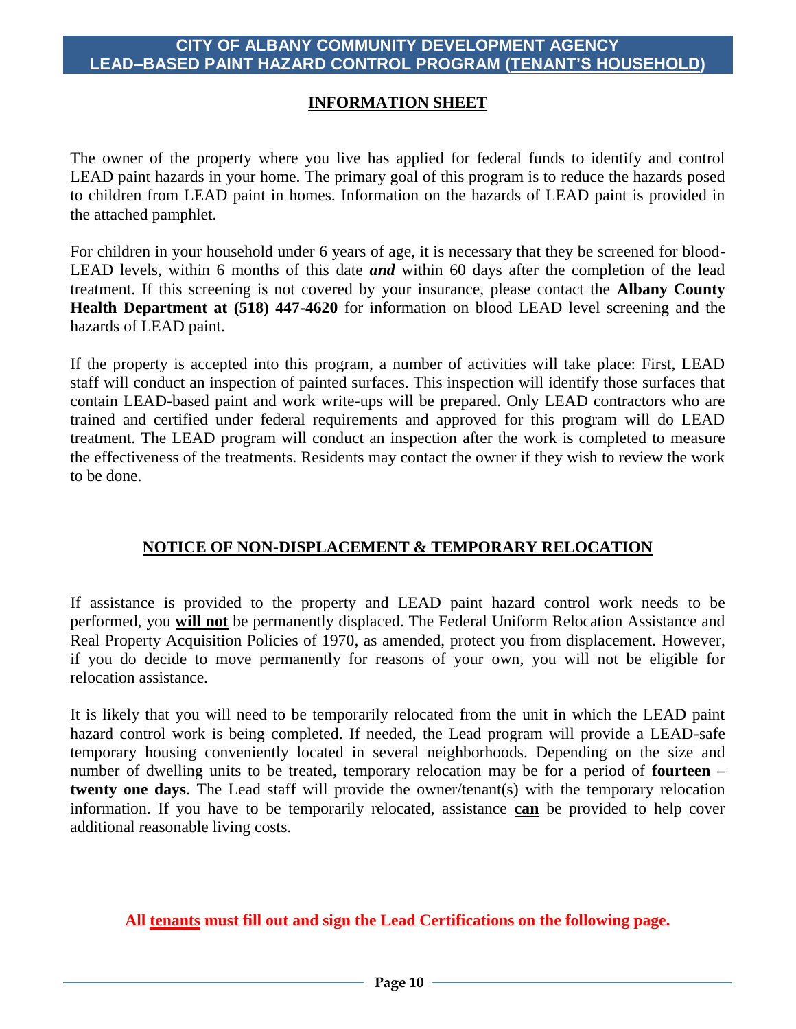**CITY OF ALBANY COMMUNITY DEVELOPMENT AGENCY**
**LEAD–BASED PAINT HAZARD CONTROL PROGRAM (TENANT'S HOUSEHOLD)**

## INFORMATION SHEET

The owner of the property where you live has applied for federal funds to identify and control LEAD paint hazards in your home. The primary goal of this program is to reduce the hazards posed to children from LEAD paint in homes. Information on the hazards of LEAD paint is provided in the attached pamphlet.

For children in your household under 6 years of age, it is necessary that they be screened for blood-LEAD levels, within 6 months of this date ***and*** within 60 days after the completion of the lead treatment. If this screening is not covered by your insurance, please contact the **Albany County Health Department at (518) 447-4620** for information on blood LEAD level screening and the hazards of LEAD paint.

If the property is accepted into this program, a number of activities will take place: First, LEAD staff will conduct an inspection of painted surfaces. This inspection will identify those surfaces that contain LEAD-based paint and work write-ups will be prepared. Only LEAD contractors who are trained and certified under federal requirements and approved for this program will do LEAD treatment. The LEAD program will conduct an inspection after the work is completed to measure the effectiveness of the treatments. Residents may contact the owner if they wish to review the work to be done.

## NOTICE OF NON-DISPLACEMENT & TEMPORARY RELOCATION

If assistance is provided to the property and LEAD paint hazard control work needs to be performed, you **will not** be permanently displaced. The Federal Uniform Relocation Assistance and Real Property Acquisition Policies of 1970, as amended, protect you from displacement. However, if you do decide to move permanently for reasons of your own, you will not be eligible for relocation assistance.

It is likely that you will need to be temporarily relocated from the unit in which the LEAD paint hazard control work is being completed. If needed, the Lead program will provide a LEAD-safe temporary housing conveniently located in several neighborhoods. Depending on the size and number of dwelling units to be treated, temporary relocation may be for a period of **fourteen – twenty one days**. The Lead staff will provide the owner/tenant(s) with the temporary relocation information. If you have to be temporarily relocated, assistance **can** be provided to help cover additional reasonable living costs.

**All tenants must fill out and sign the Lead Certifications on the following page.**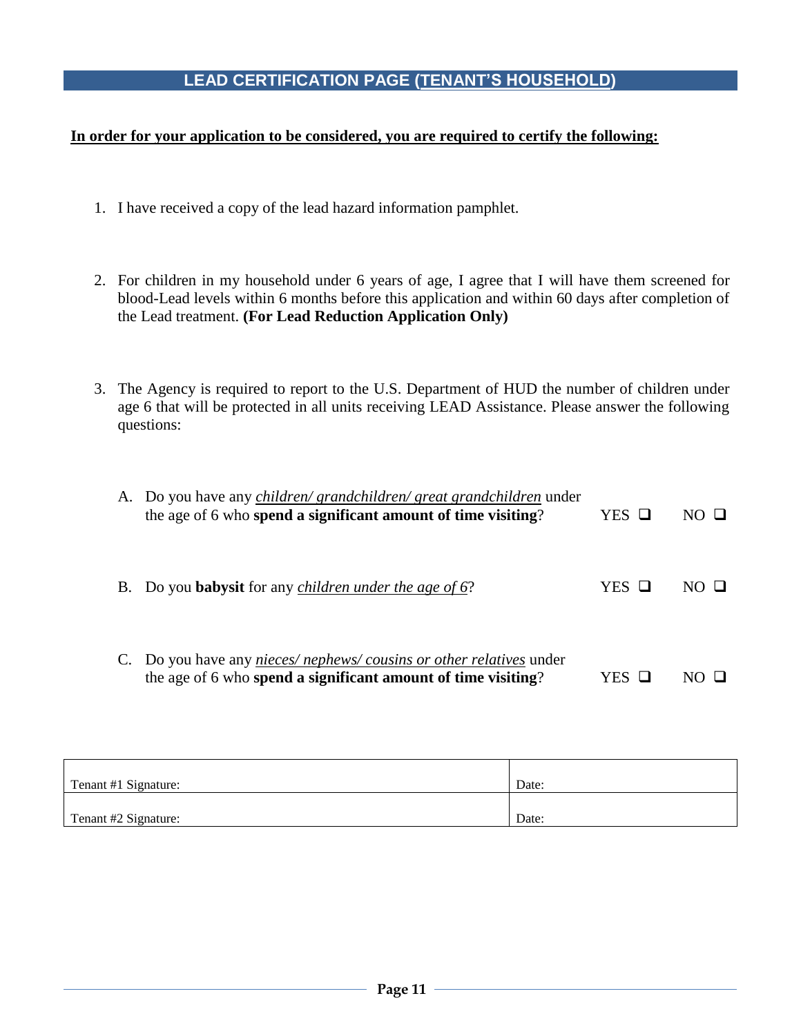## LEAD CERTIFICATION PAGE (TENANT'S HOUSEHOLD)

**In order for your application to be considered, you are required to certify the following:**

1. I have received a copy of the lead hazard information pamphlet.

2. For children in my household under 6 years of age, I agree that I will have them screened for blood-Lead levels within 6 months before this application and within 60 days after completion of the Lead treatment. **(For Lead Reduction Application Only)**

3. The Agency is required to report to the U.S. Department of HUD the number of children under age 6 that will be protected in all units receiving LEAD Assistance. Please answer the following questions:

   A. Do you have any *children/ grandchildren/ great grandchildren* under the age of 6 who **spend a significant amount of time visiting**? YES ❑ NO ❑

   B. Do you **babysit** for any *children under the age of 6*? YES ❑ NO ❑

   C. Do you have any *nieces/ nephews/ cousins or other relatives* under the age of 6 who **spend a significant amount of time visiting**? YES ❑ NO ❑

| Tenant #1 Signature: | Date: |
|---|---|
| Tenant #2 Signature: | Date: |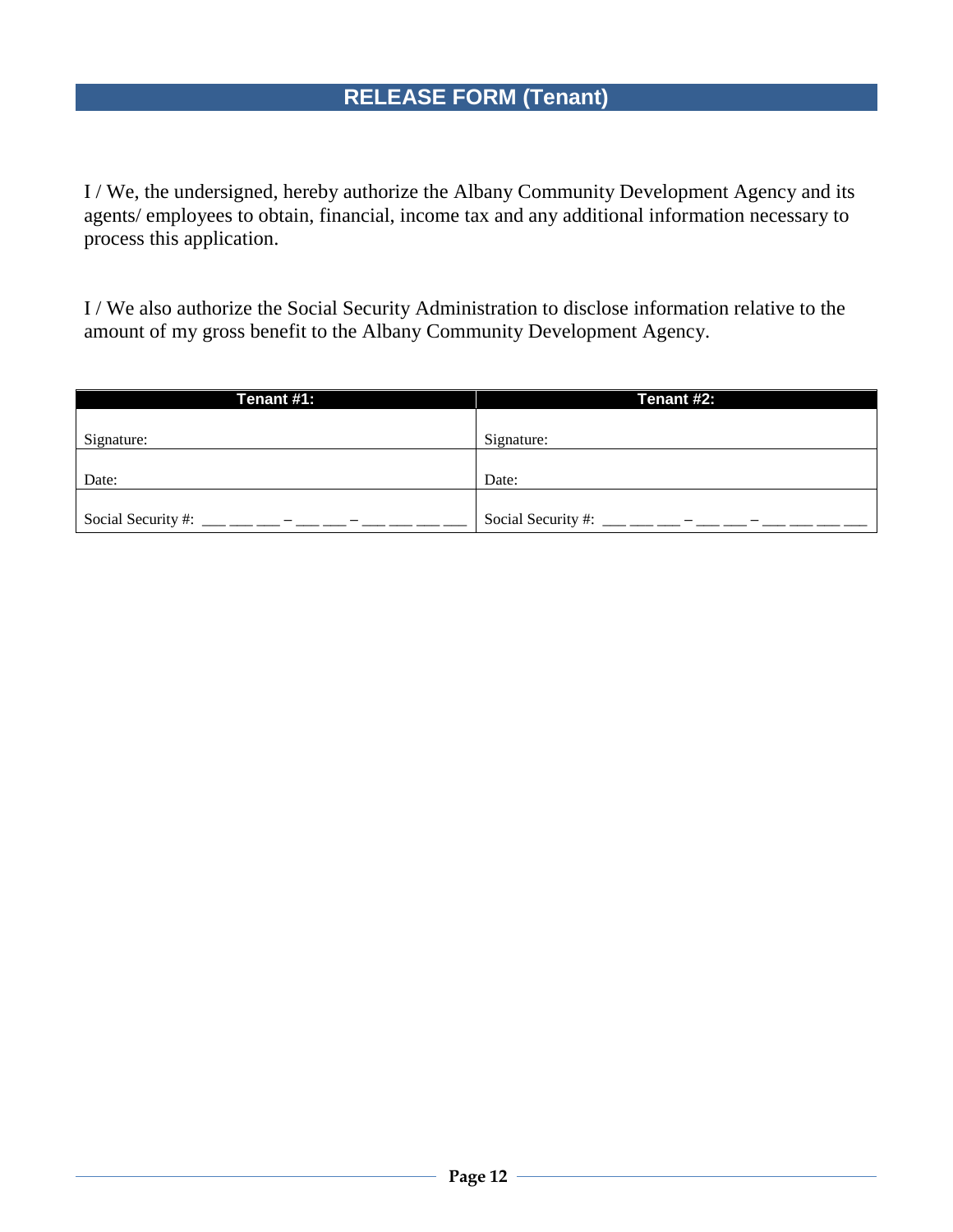## RELEASE FORM (Tenant)

I / We, the undersigned, hereby authorize the Albany Community Development Agency and its agents/ employees to obtain, financial, income tax and any additional information necessary to process this application.

I / We also authorize the Social Security Administration to disclose information relative to the amount of my gross benefit to the Albany Community Development Agency.

| Tenant #1: | Tenant #2: |
|---|---|
| Signature: | Signature: |
| Date: | Date: |
| Social Security #: ___ ___ ___ – ___ ___ – ___ ___ ___ ___ | Social Security #: ___ ___ ___ – ___ ___ – ___ ___ ___ ___ |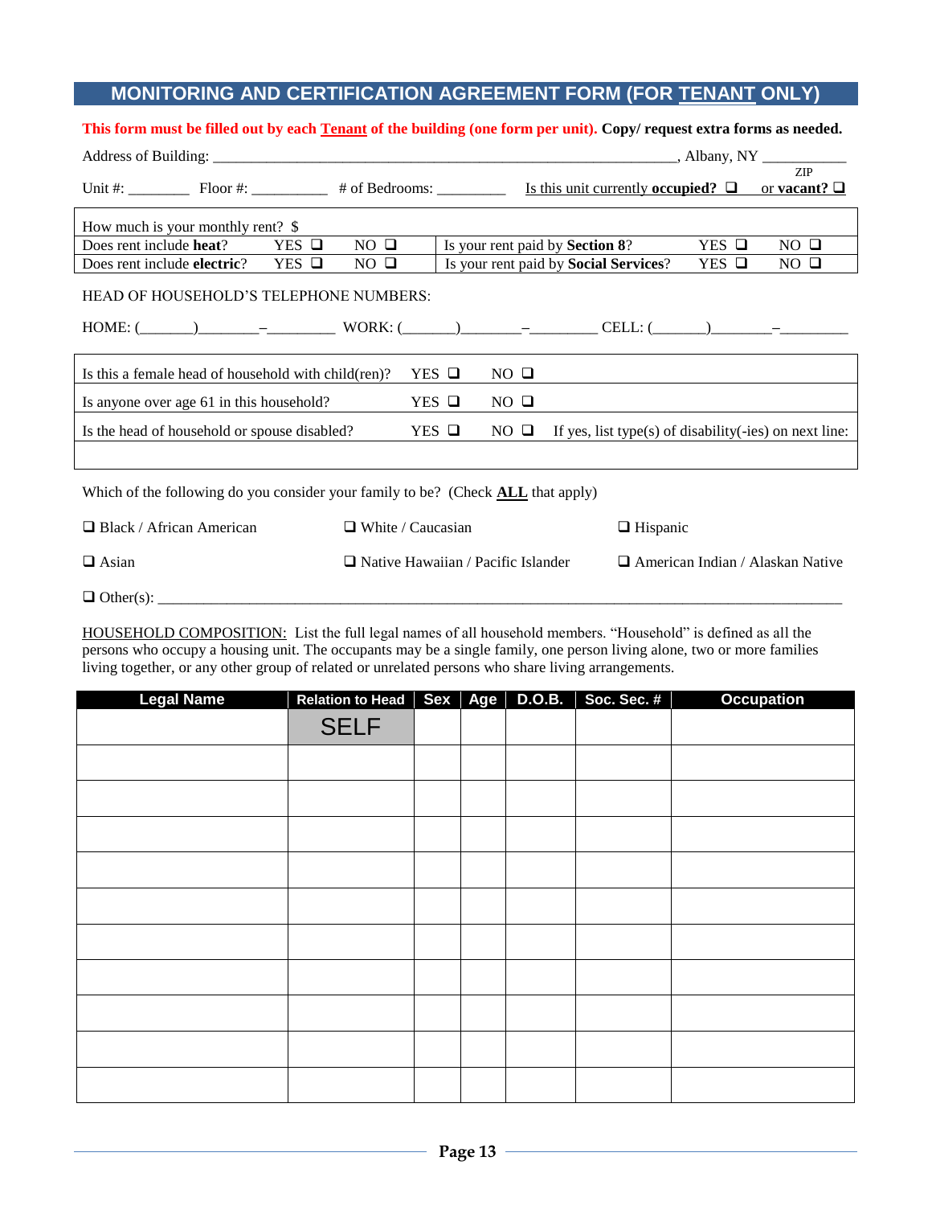# MONITORING AND CERTIFICATION AGREEMENT FORM (FOR TENANT ONLY)

**This form must be filled out by each Tenant of the building (one form per unit). Copy/ request extra forms as needed.**

Address of Building: ____________________________________________________________, Albany, NY __________
ZIP

Unit #: ________ Floor #: __________ # of Bedrooms: _________ Is this unit currently **occupied?** ❑ or **vacant?** ❑

| How much is your monthly rent? $ | | | | | |
|---|---|---|---|---|---|
| Does rent include **heat**? | YES ❑ | NO ❑ | Is your rent paid by **Section 8**? | YES ❑ | NO ❑ |
| Does rent include **electric**? | YES ❑ | NO ❑ | Is your rent paid by **Social Services**? | YES ❑ | NO ❑ |

HEAD OF HOUSEHOLD'S TELEPHONE NUMBERS:

HOME: (_______)________–_________ WORK: (_______)________–_________ CELL: (_______)________–_________

| Question | | | |
|---|---|---|---|
| Is this a female head of household with child(ren)? | YES ❑ | NO ❑ | |
| Is anyone over age 61 in this household? | YES ❑ | NO ❑ | |
| Is the head of household or spouse disabled? | YES ❑ | NO ❑ | If yes, list type(s) of disability(-ies) on next line: |
| | | | |

Which of the following do you consider your family to be? (Check **ALL** that apply)

❑ Black / African American ❑ White / Caucasian ❑ Hispanic

❑ Asian ❑ Native Hawaiian / Pacific Islander ❑ American Indian / Alaskan Native

❑ Other(s): ____________________________________________________________________________

HOUSEHOLD COMPOSITION: List the full legal names of all household members. "Household" is defined as all the persons who occupy a housing unit. The occupants may be a single family, one person living alone, two or more families living together, or any other group of related or unrelated persons who share living arrangements.

| Legal Name | Relation to Head | Sex | Age | D.O.B. | Soc. Sec. # | Occupation |
|---|---|---|---|---|---|---|
| | SELF | | | | | |
| | | | | | | |
| | | | | | | |
| | | | | | | |
| | | | | | | |
| | | | | | | |
| | | | | | | |
| | | | | | | |
| | | | | | | |
| | | | | | | |
| | | | | | | |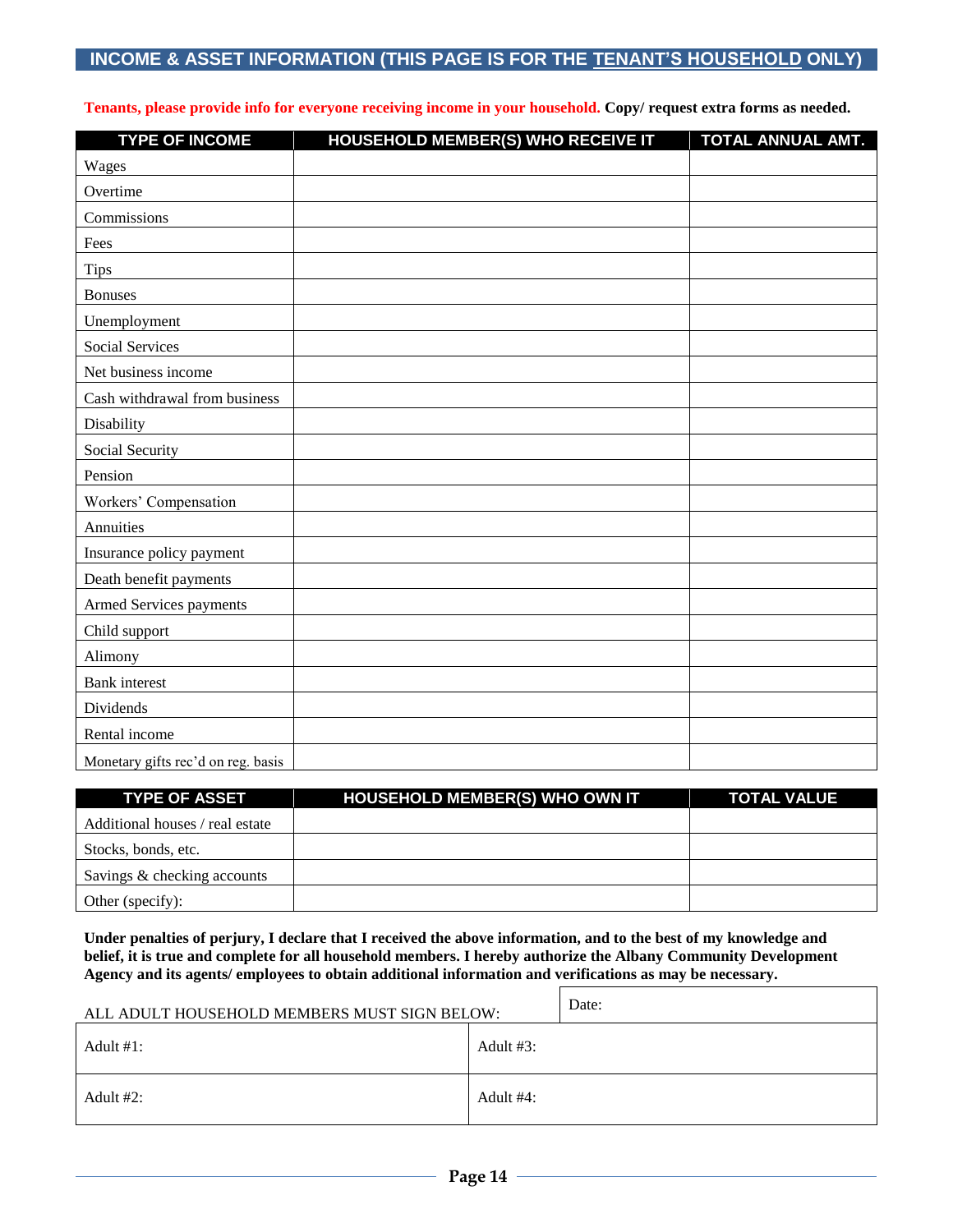## INCOME & ASSET INFORMATION (THIS PAGE IS FOR THE TENANT'S HOUSEHOLD ONLY)

Tenants, please provide info for everyone receiving income in your household. **Copy/ request extra forms as needed.**

| TYPE OF INCOME | HOUSEHOLD MEMBER(S) WHO RECEIVE IT | TOTAL ANNUAL AMT. |
|---|---|---|
| Wages | | |
| Overtime | | |
| Commissions | | |
| Fees | | |
| Tips | | |
| Bonuses | | |
| Unemployment | | |
| Social Services | | |
| Net business income | | |
| Cash withdrawal from business | | |
| Disability | | |
| Social Security | | |
| Pension | | |
| Workers' Compensation | | |
| Annuities | | |
| Insurance policy payment | | |
| Death benefit payments | | |
| Armed Services payments | | |
| Child support | | |
| Alimony | | |
| Bank interest | | |
| Dividends | | |
| Rental income | | |
| Monetary gifts rec'd on reg. basis | | |

| TYPE OF ASSET | HOUSEHOLD MEMBER(S) WHO OWN IT | TOTAL VALUE |
|---|---|---|
| Additional houses / real estate | | |
| Stocks, bonds, etc. | | |
| Savings & checking accounts | | |
| Other (specify): | | |

**Under penalties of perjury, I declare that I received the above information, and to the best of my knowledge and belief, it is true and complete for all household members. I hereby authorize the Albany Community Development Agency and its agents/ employees to obtain additional information and verifications as may be necessary.**

| ALL ADULT HOUSEHOLD MEMBERS MUST SIGN BELOW: | Date: |
|---|---|
| Adult #1: | Adult #3: |
| Adult #2: | Adult #4: |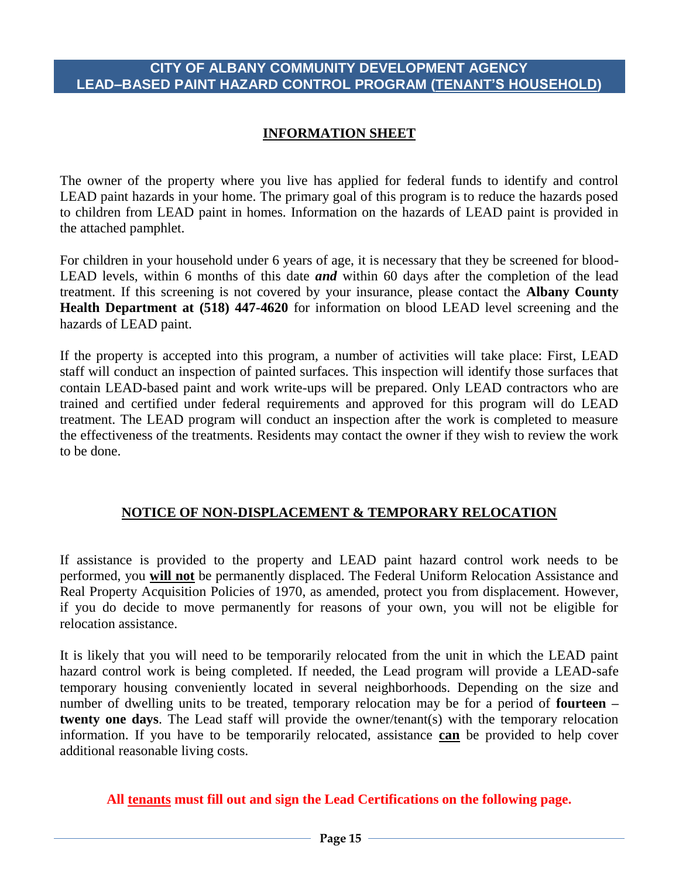# CITY OF ALBANY COMMUNITY DEVELOPMENT AGENCY
# LEAD–BASED PAINT HAZARD CONTROL PROGRAM (TENANT'S HOUSEHOLD)

## INFORMATION SHEET

The owner of the property where you live has applied for federal funds to identify and control LEAD paint hazards in your home. The primary goal of this program is to reduce the hazards posed to children from LEAD paint in homes. Information on the hazards of LEAD paint is provided in the attached pamphlet.

For children in your household under 6 years of age, it is necessary that they be screened for blood-LEAD levels, within 6 months of this date ***and*** within 60 days after the completion of the lead treatment. If this screening is not covered by your insurance, please contact the **Albany County Health Department at (518) 447-4620** for information on blood LEAD level screening and the hazards of LEAD paint.

If the property is accepted into this program, a number of activities will take place: First, LEAD staff will conduct an inspection of painted surfaces. This inspection will identify those surfaces that contain LEAD-based paint and work write-ups will be prepared. Only LEAD contractors who are trained and certified under federal requirements and approved for this program will do LEAD treatment. The LEAD program will conduct an inspection after the work is completed to measure the effectiveness of the treatments. Residents may contact the owner if they wish to review the work to be done.

## NOTICE OF NON-DISPLACEMENT & TEMPORARY RELOCATION

If assistance is provided to the property and LEAD paint hazard control work needs to be performed, you **will not** be permanently displaced. The Federal Uniform Relocation Assistance and Real Property Acquisition Policies of 1970, as amended, protect you from displacement. However, if you do decide to move permanently for reasons of your own, you will not be eligible for relocation assistance.

It is likely that you will need to be temporarily relocated from the unit in which the LEAD paint hazard control work is being completed. If needed, the Lead program will provide a LEAD-safe temporary housing conveniently located in several neighborhoods. Depending on the size and number of dwelling units to be treated, temporary relocation may be for a period of **fourteen – twenty one days**. The Lead staff will provide the owner/tenant(s) with the temporary relocation information. If you have to be temporarily relocated, assistance **can** be provided to help cover additional reasonable living costs.

**All tenants must fill out and sign the Lead Certifications on the following page.**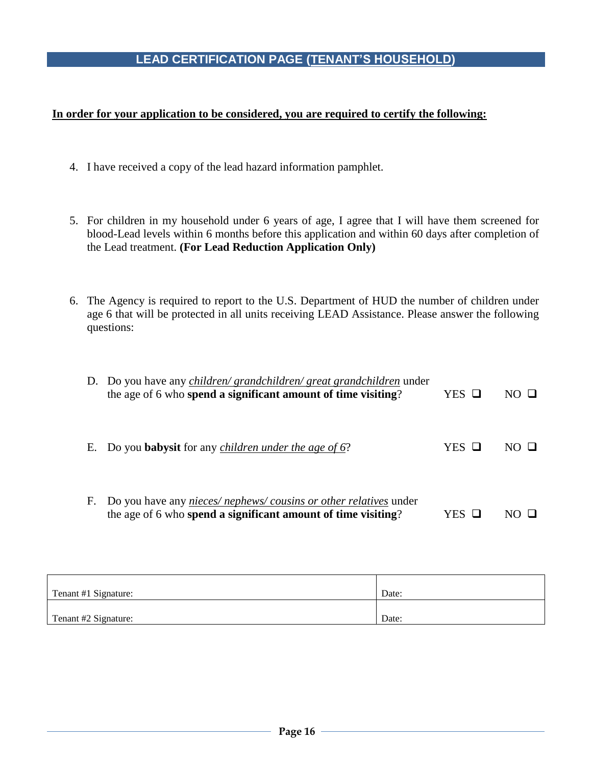## LEAD CERTIFICATION PAGE (TENANT'S HOUSEHOLD)

**In order for your application to be considered, you are required to certify the following:**

4. I have received a copy of the lead hazard information pamphlet.

5. For children in my household under 6 years of age, I agree that I will have them screened for blood-Lead levels within 6 months before this application and within 60 days after completion of the Lead treatment. **(For Lead Reduction Application Only)**

6. The Agency is required to report to the U.S. Department of HUD the number of children under age 6 that will be protected in all units receiving LEAD Assistance. Please answer the following questions:

   D. Do you have any *children/ grandchildren/ great grandchildren* under the age of 6 who **spend a significant amount of time visiting**? YES ❑ NO ❑

   E. Do you **babysit** for any *children under the age of 6*? YES ❑ NO ❑

   F. Do you have any *nieces/ nephews/ cousins or other relatives* under the age of 6 who **spend a significant amount of time visiting**? YES ❑ NO ❑

| Tenant #1 Signature: | Date: |
|---|---|
| Tenant #2 Signature: | Date: |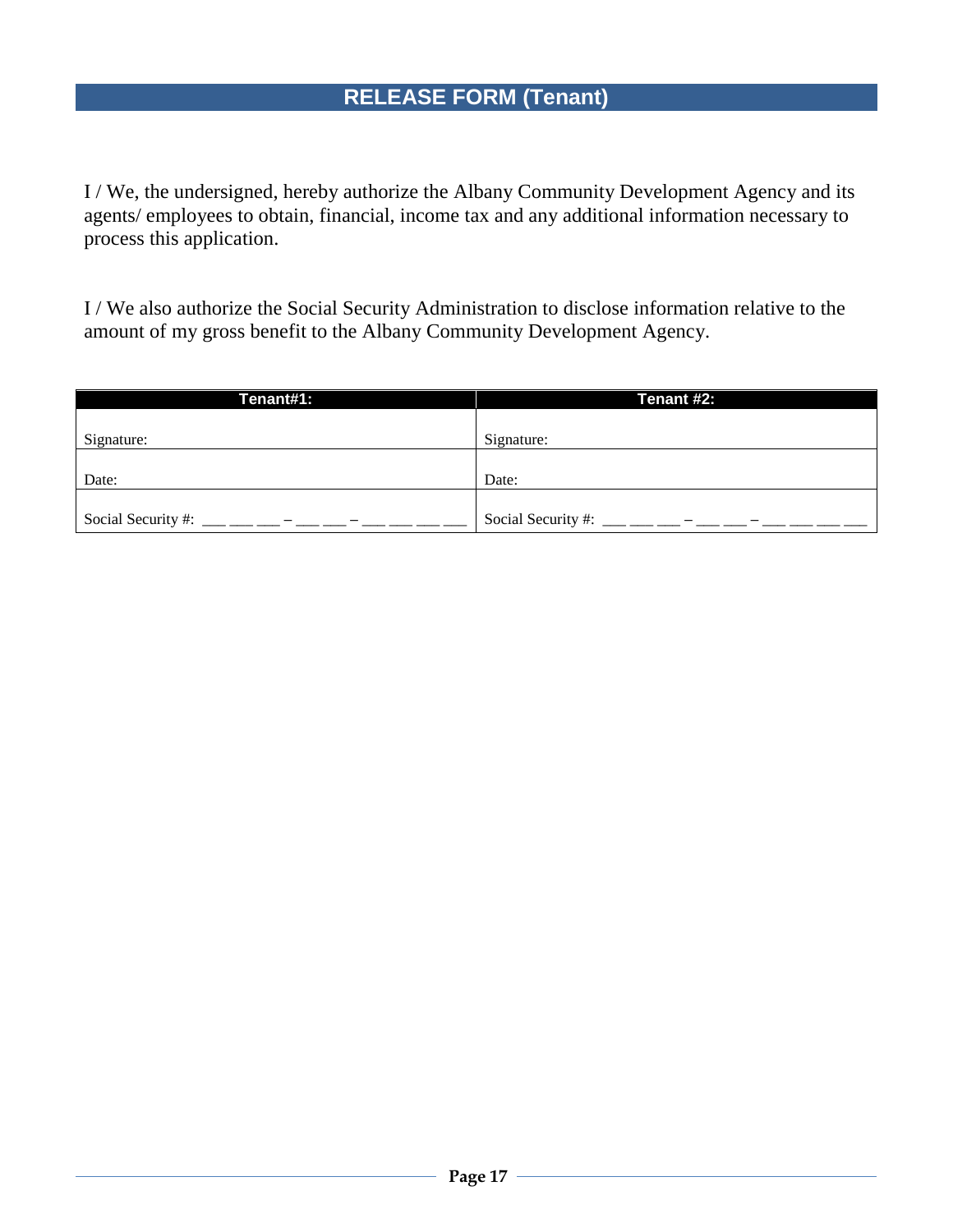## RELEASE FORM (Tenant)

I / We, the undersigned, hereby authorize the Albany Community Development Agency and its agents/ employees to obtain, financial, income tax and any additional information necessary to process this application.

I / We also authorize the Social Security Administration to disclose information relative to the amount of my gross benefit to the Albany Community Development Agency.

| Tenant#1: | Tenant #2: |
|---|---|
| Signature: | Signature: |
| Date: | Date: |
| Social Security #: ___ ___ ___ – ___ ___ – ___ ___ ___ ___ | Social Security #: ___ ___ ___ – ___ ___ – ___ ___ ___ ___ |